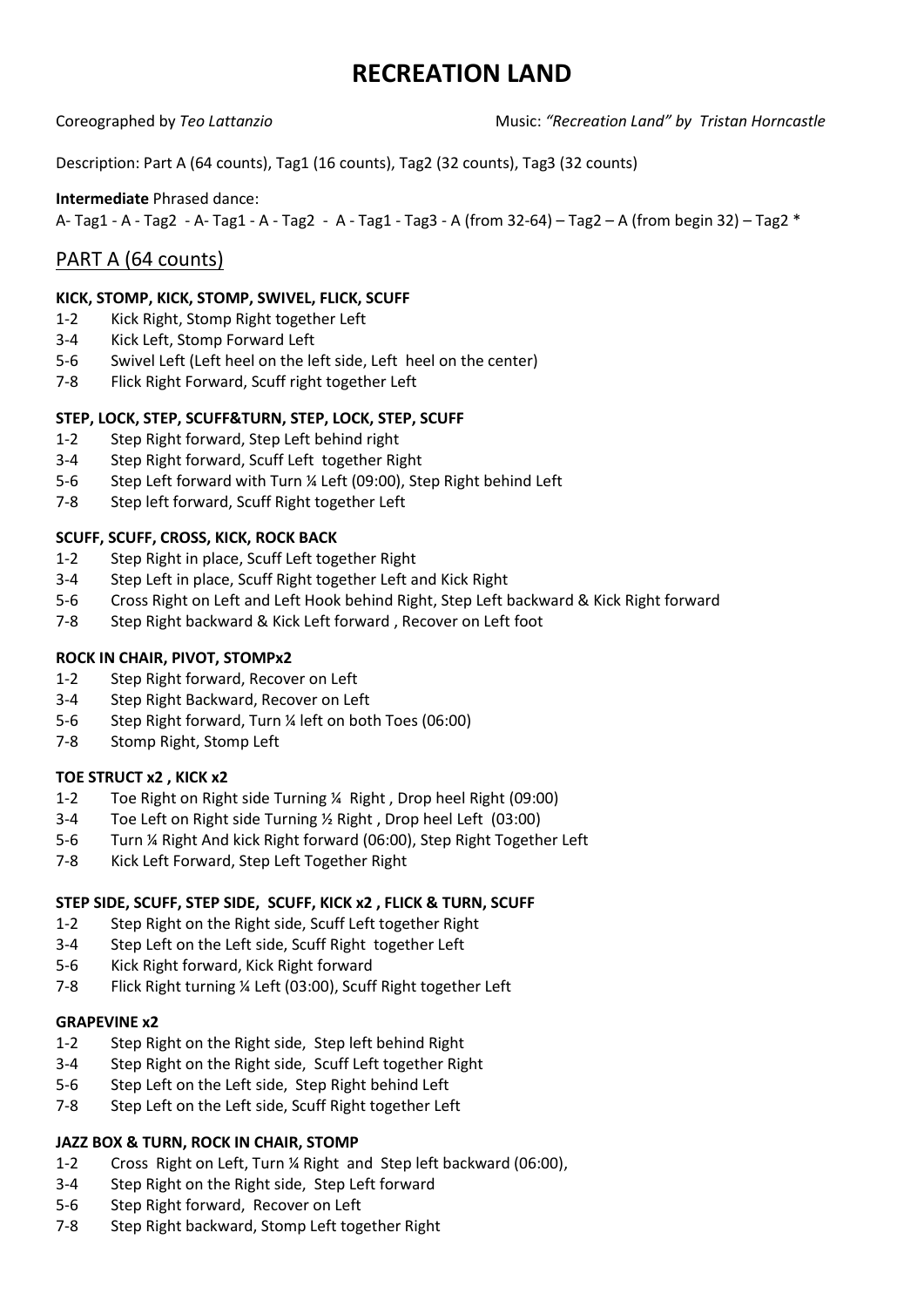# RECREATION LAND

Coreographed by *Teo Lattanzio* Music: *"Recreation Land" by Tristan Horncastle*

Description: Part A (64 counts), Tag1 (16 counts), Tag2 (32 counts), Tag3 (32 counts)

**Intermediate** Phrased dance:
A- Tag1 - A - Tag2 - A- Tag1 - A - Tag2 - A - Tag1 - Tag3 - A (from 32-64) – Tag2 – A (from begin 32) – Tag2 *

## PART A (64 counts)

**KICK, STOMP, KICK, STOMP, SWIVEL, FLICK, SCUFF**
1-2 Kick Right, Stomp Right together Left
3-4 Kick Left, Stomp Forward Left
5-6 Swivel Left (Left heel on the left side, Left heel on the center)
7-8 Flick Right Forward, Scuff right together Left

**STEP, LOCK, STEP, SCUFF&TURN, STEP, LOCK, STEP, SCUFF**
1-2 Step Right forward, Step Left behind right
3-4 Step Right forward, Scuff Left together Right
5-6 Step Left forward with Turn ¼ Left (09:00), Step Right behind Left
7-8 Step left forward, Scuff Right together Left

**SCUFF, SCUFF, CROSS, KICK, ROCK BACK**
1-2 Step Right in place, Scuff Left together Right
3-4 Step Left in place, Scuff Right together Left and Kick Right
5-6 Cross Right on Left and Left Hook behind Right, Step Left backward & Kick Right forward
7-8 Step Right backward & Kick Left forward , Recover on Left foot

**ROCK IN CHAIR, PIVOT, STOMPx2**
1-2 Step Right forward, Recover on Left
3-4 Step Right Backward, Recover on Left
5-6 Step Right forward, Turn ¼ left on both Toes (06:00)
7-8 Stomp Right, Stomp Left

**TOE STRUCT x2 , KICK x2**
1-2 Toe Right on Right side Turning ¼ Right , Drop heel Right (09:00)
3-4 Toe Left on Right side Turning ½ Right , Drop heel Left (03:00)
5-6 Turn ¼ Right And kick Right forward (06:00), Step Right Together Left
7-8 Kick Left Forward, Step Left Together Right

**STEP SIDE, SCUFF, STEP SIDE, SCUFF, KICK x2 , FLICK & TURN, SCUFF**
1-2 Step Right on the Right side, Scuff Left together Right
3-4 Step Left on the Left side, Scuff Right together Left
5-6 Kick Right forward, Kick Right forward
7-8 Flick Right turning ¼ Left (03:00), Scuff Right together Left

**GRAPEVINE x2**
1-2 Step Right on the Right side, Step left behind Right
3-4 Step Right on the Right side, Scuff Left together Right
5-6 Step Left on the Left side, Step Right behind Left
7-8 Step Left on the Left side, Scuff Right together Left

**JAZZ BOX & TURN, ROCK IN CHAIR, STOMP**
1-2 Cross Right on Left, Turn ¼ Right and Step left backward (06:00),
3-4 Step Right on the Right side, Step Left forward
5-6 Step Right forward, Recover on Left
7-8 Step Right backward, Stomp Left together Right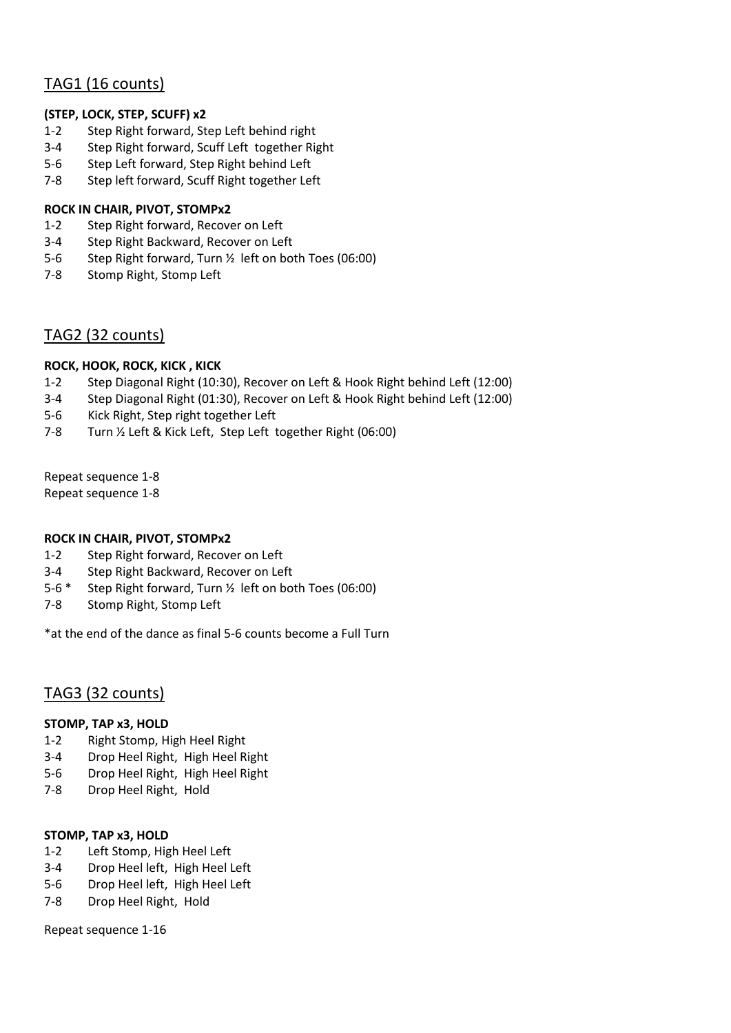## TAG1 (16 counts)

**(STEP, LOCK, STEP, SCUFF) x2**

1-2 Step Right forward, Step Left behind right
3-4 Step Right forward, Scuff Left together Right
5-6 Step Left forward, Step Right behind Left
7-8 Step left forward, Scuff Right together Left

**ROCK IN CHAIR, PIVOT, STOMPx2**

1-2 Step Right forward, Recover on Left
3-4 Step Right Backward, Recover on Left
5-6 Step Right forward, Turn ½ left on both Toes (06:00)
7-8 Stomp Right, Stomp Left

## TAG2 (32 counts)

**ROCK, HOOK, ROCK, KICK , KICK**

1-2 Step Diagonal Right (10:30), Recover on Left & Hook Right behind Left (12:00)
3-4 Step Diagonal Right (01:30), Recover on Left & Hook Right behind Left (12:00)
5-6 Kick Right, Step right together Left
7-8 Turn ½ Left & Kick Left, Step Left together Right (06:00)

Repeat sequence 1-8
Repeat sequence 1-8

**ROCK IN CHAIR, PIVOT, STOMPx2**

1-2 Step Right forward, Recover on Left
3-4 Step Right Backward, Recover on Left
5-6 * Step Right forward, Turn ½ left on both Toes (06:00)
7-8 Stomp Right, Stomp Left

*at the end of the dance as final 5-6 counts become a Full Turn

## TAG3 (32 counts)

**STOMP, TAP x3, HOLD**

1-2 Right Stomp, High Heel Right
3-4 Drop Heel Right, High Heel Right
5-6 Drop Heel Right, High Heel Right
7-8 Drop Heel Right, Hold

**STOMP, TAP x3, HOLD**

1-2 Left Stomp, High Heel Left
3-4 Drop Heel left, High Heel Left
5-6 Drop Heel left, High Heel Left
7-8 Drop Heel Right, Hold

Repeat sequence 1-16